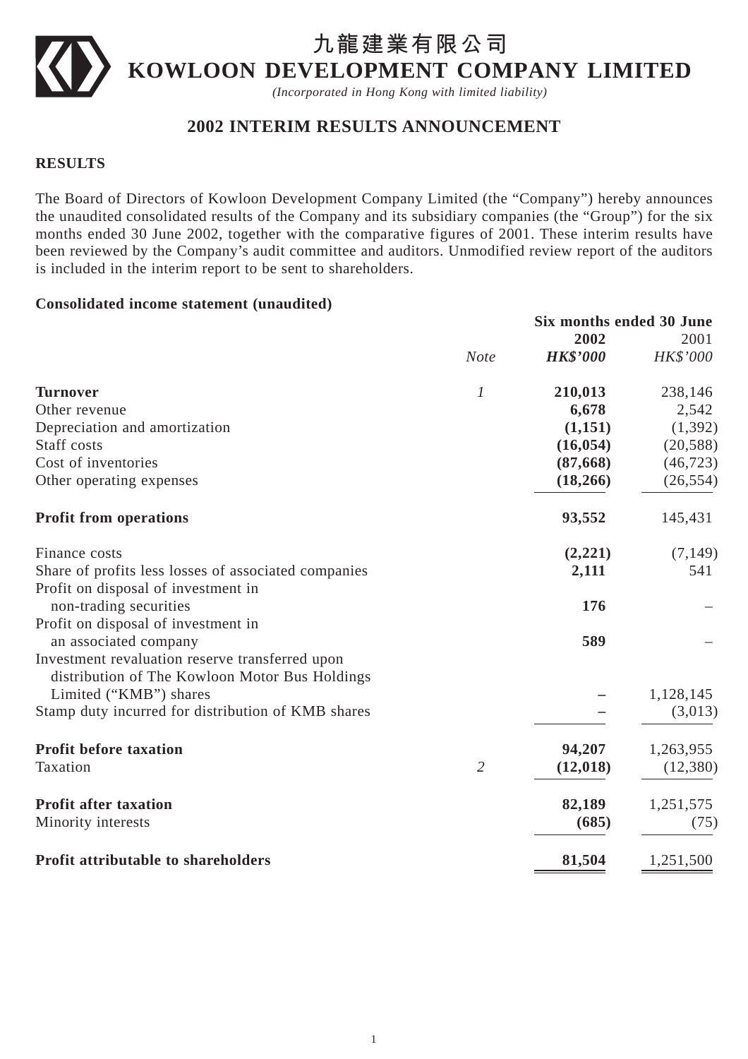# 九龍建業有限公司
# KOWLOON DEVELOPMENT COMPANY LIMITED

*(Incorporated in Hong Kong with limited liability)*

## 2002 INTERIM RESULTS ANNOUNCEMENT

### RESULTS

The Board of Directors of Kowloon Development Company Limited (the "Company") hereby announces the unaudited consolidated results of the Company and its subsidiary companies (the "Group") for the six months ended 30 June 2002, together with the comparative figures of 2001. These interim results have been reviewed by the Company's audit committee and auditors. Unmodified review report of the auditors is included in the interim report to be sent to shareholders.

**Consolidated income statement (unaudited)**

| | | Six months ended 30 June | |
|---|---|---|---|
| | | **2002** | 2001 |
| | *Note* | ***HK$'000*** | *HK$'000* |
| **Turnover** | *1* | **210,013** | 238,146 |
| Other revenue | | **6,678** | 2,542 |
| Depreciation and amortization | | **(1,151)** | (1,392) |
| Staff costs | | **(16,054)** | (20,588) |
| Cost of inventories | | **(87,668)** | (46,723) |
| Other operating expenses | | **(18,266)** | (26,554) |
| **Profit from operations** | | **93,552** | 145,431 |
| Finance costs | | **(2,221)** | (7,149) |
| Share of profits less losses of associated companies | | **2,111** | 541 |
| Profit on disposal of investment in non-trading securities | | **176** | – |
| Profit on disposal of investment in an associated company | | **589** | – |
| Investment revaluation reserve transferred upon distribution of The Kowloon Motor Bus Holdings Limited ("KMB") shares | | **–** | 1,128,145 |
| Stamp duty incurred for distribution of KMB shares | | **–** | (3,013) |
| **Profit before taxation** | | **94,207** | 1,263,955 |
| Taxation | *2* | **(12,018)** | (12,380) |
| **Profit after taxation** | | **82,189** | 1,251,575 |
| Minority interests | | **(685)** | (75) |
| **Profit attributable to shareholders** | | **81,504** | 1,251,500 |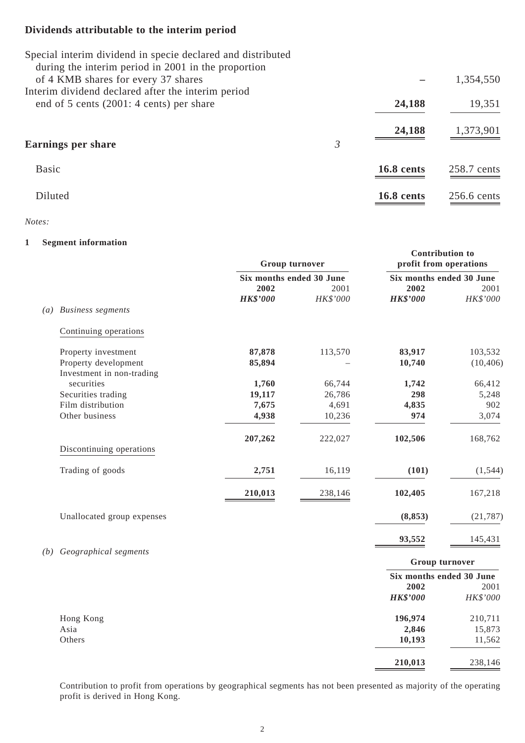## Dividends attributable to the interim period

| | Note | 2002 | 2001 |
|---|---|---|---|
| Special interim dividend in specie declared and distributed during the interim period in 2001 in the proportion of 4 KMB shares for every 37 shares | | – | 1,354,550 |
| Interim dividend declared after the interim period end of 5 cents (2001: 4 cents) per share | | **24,188** | 19,351 |
| | | **24,188** | 1,373,901 |
| **Earnings per share** | *3* | | |
| Basic | | **16.8 cents** | 258.7 cents |
| Diluted | | **16.8 cents** | 256.6 cents |

*Notes:*

**1 Segment information**

*(a) Business segments*

| | Group turnover | | Contribution to profit from operations | |
|---|---|---|---|---|
| | Six months ended 30 June | | Six months ended 30 June | |
| | **2002** | 2001 | **2002** | 2001 |
| | ***HK$'000*** | *HK$'000* | ***HK$'000*** | *HK$'000* |
| Continuing operations | | | | |
| Property investment | **87,878** | 113,570 | **83,917** | 103,532 |
| Property development | **85,894** | – | **10,740** | (10,406) |
| Investment in non-trading securities | **1,760** | 66,744 | **1,742** | 66,412 |
| Securities trading | **19,117** | 26,786 | **298** | 5,248 |
| Film distribution | **7,675** | 4,691 | **4,835** | 902 |
| Other business | **4,938** | 10,236 | **974** | 3,074 |
| | **207,262** | 222,027 | **102,506** | 168,762 |
| Discontinuing operations | | | | |
| Trading of goods | **2,751** | 16,119 | **(101)** | (1,544) |
| | **210,013** | 238,146 | **102,405** | 167,218 |
| Unallocated group expenses | | | **(8,853)** | (21,787) |
| | | | **93,552** | 145,431 |

*(b) Geographical segments*

| | Group turnover | |
|---|---|---|
| | Six months ended 30 June | |
| | **2002** | 2001 |
| | ***HK$'000*** | *HK$'000* |
| Hong Kong | **196,974** | 210,711 |
| Asia | **2,846** | 15,873 |
| Others | **10,193** | 11,562 |
| | **210,013** | 238,146 |

Contribution to profit from operations by geographical segments has not been presented as majority of the operating profit is derived in Hong Kong.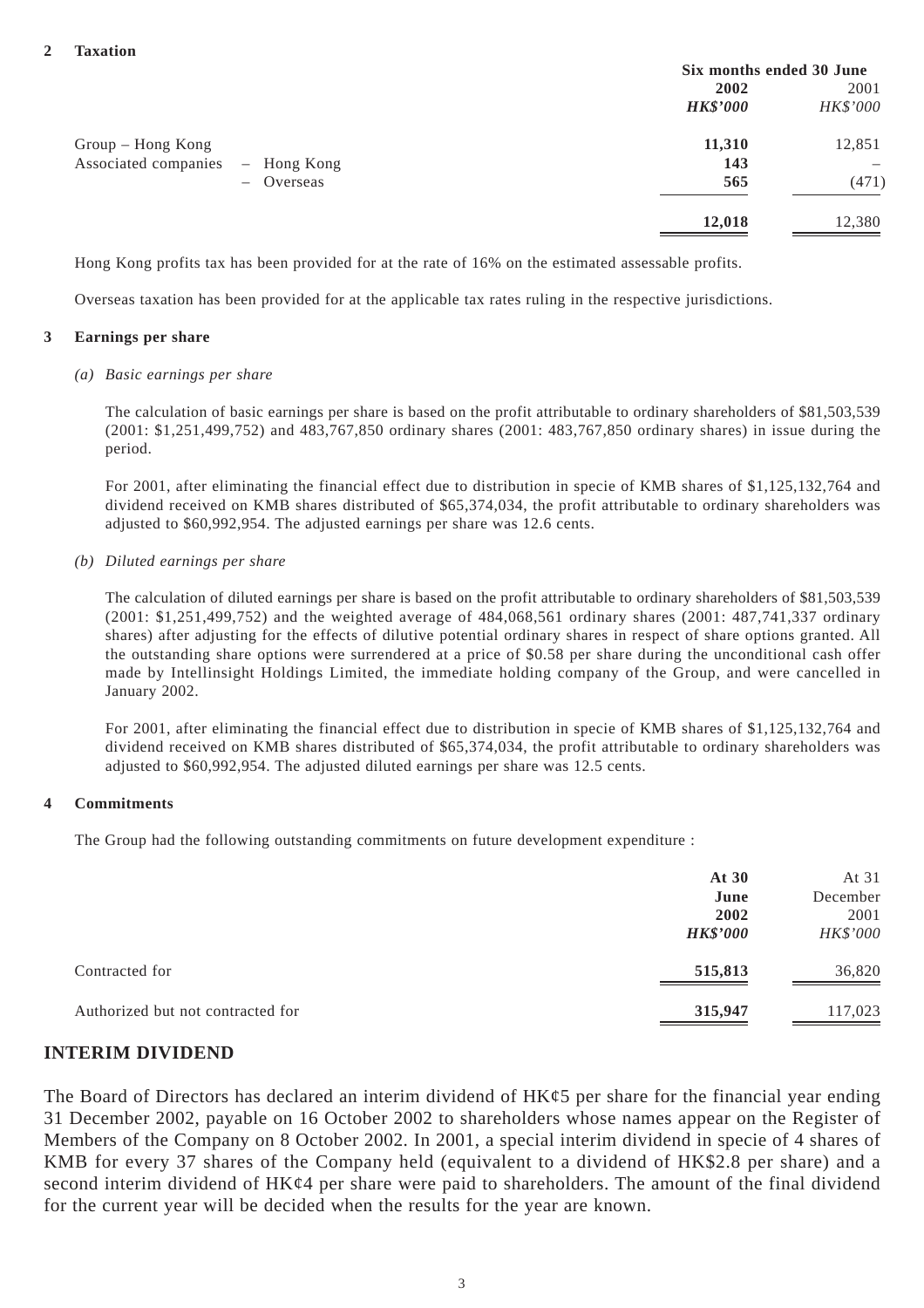**2 Taxation**

| | Six months ended 30 June | |
|---|---|---|
| | **2002** | 2001 |
| | ***HK$'000*** | *HK$'000* |
| Group – Hong Kong | **11,310** | 12,851 |
| Associated companies – Hong Kong | **143** | – |
| Associated companies – Overseas | **565** | (471) |
| | **12,018** | 12,380 |

Hong Kong profits tax has been provided for at the rate of 16% on the estimated assessable profits.

Overseas taxation has been provided for at the applicable tax rates ruling in the respective jurisdictions.

**3 Earnings per share**

*(a) Basic earnings per share*

The calculation of basic earnings per share is based on the profit attributable to ordinary shareholders of $81,503,539 (2001: $1,251,499,752) and 483,767,850 ordinary shares (2001: 483,767,850 ordinary shares) in issue during the period.

For 2001, after eliminating the financial effect due to distribution in specie of KMB shares of $1,125,132,764 and dividend received on KMB shares distributed of $65,374,034, the profit attributable to ordinary shareholders was adjusted to $60,992,954. The adjusted earnings per share was 12.6 cents.

*(b) Diluted earnings per share*

The calculation of diluted earnings per share is based on the profit attributable to ordinary shareholders of $81,503,539 (2001: $1,251,499,752) and the weighted average of 484,068,561 ordinary shares (2001: 487,741,337 ordinary shares) after adjusting for the effects of dilutive potential ordinary shares in respect of share options granted. All the outstanding share options were surrendered at a price of $0.58 per share during the unconditional cash offer made by Intellinsight Holdings Limited, the immediate holding company of the Group, and were cancelled in January 2002.

For 2001, after eliminating the financial effect due to distribution in specie of KMB shares of $1,125,132,764 and dividend received on KMB shares distributed of $65,374,034, the profit attributable to ordinary shareholders was adjusted to $60,992,954. The adjusted diluted earnings per share was 12.5 cents.

**4 Commitments**

The Group had the following outstanding commitments on future development expenditure :

| | **At 30 June 2002** | At 31 December 2001 |
|---|---|---|
| | ***HK$'000*** | *HK$'000* |
| Contracted for | **515,813** | 36,820 |
| Authorized but not contracted for | **315,947** | 117,023 |

## INTERIM DIVIDEND

The Board of Directors has declared an interim dividend of HK¢5 per share for the financial year ending 31 December 2002, payable on 16 October 2002 to shareholders whose names appear on the Register of Members of the Company on 8 October 2002. In 2001, a special interim dividend in specie of 4 shares of KMB for every 37 shares of the Company held (equivalent to a dividend of HK$2.8 per share) and a second interim dividend of HK¢4 per share were paid to shareholders. The amount of the final dividend for the current year will be decided when the results for the year are known.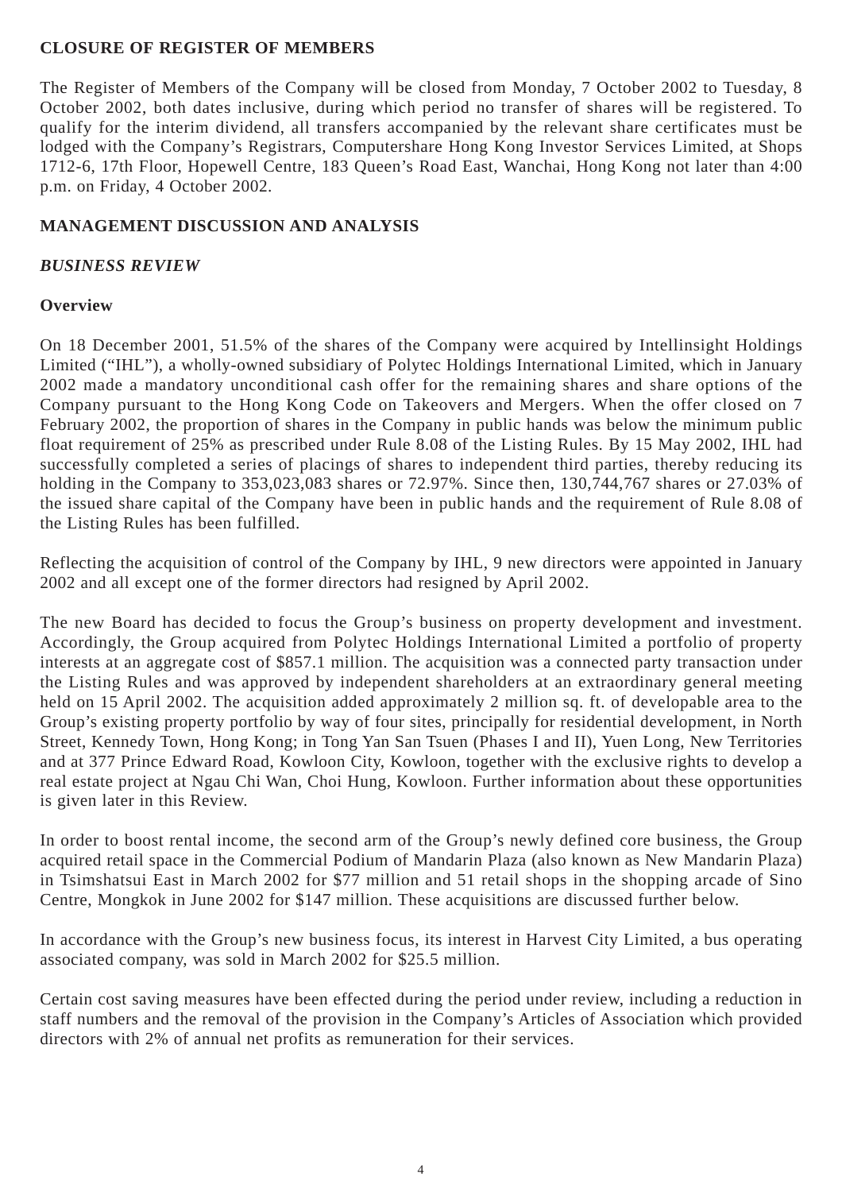## CLOSURE OF REGISTER OF MEMBERS

The Register of Members of the Company will be closed from Monday, 7 October 2002 to Tuesday, 8 October 2002, both dates inclusive, during which period no transfer of shares will be registered. To qualify for the interim dividend, all transfers accompanied by the relevant share certificates must be lodged with the Company's Registrars, Computershare Hong Kong Investor Services Limited, at Shops 1712-6, 17th Floor, Hopewell Centre, 183 Queen's Road East, Wanchai, Hong Kong not later than 4:00 p.m. on Friday, 4 October 2002.

## MANAGEMENT DISCUSSION AND ANALYSIS

### *BUSINESS REVIEW*

#### Overview

On 18 December 2001, 51.5% of the shares of the Company were acquired by Intellinsight Holdings Limited ("IHL"), a wholly-owned subsidiary of Polytec Holdings International Limited, which in January 2002 made a mandatory unconditional cash offer for the remaining shares and share options of the Company pursuant to the Hong Kong Code on Takeovers and Mergers. When the offer closed on 7 February 2002, the proportion of shares in the Company in public hands was below the minimum public float requirement of 25% as prescribed under Rule 8.08 of the Listing Rules. By 15 May 2002, IHL had successfully completed a series of placings of shares to independent third parties, thereby reducing its holding in the Company to 353,023,083 shares or 72.97%. Since then, 130,744,767 shares or 27.03% of the issued share capital of the Company have been in public hands and the requirement of Rule 8.08 of the Listing Rules has been fulfilled.

Reflecting the acquisition of control of the Company by IHL, 9 new directors were appointed in January 2002 and all except one of the former directors had resigned by April 2002.

The new Board has decided to focus the Group's business on property development and investment. Accordingly, the Group acquired from Polytec Holdings International Limited a portfolio of property interests at an aggregate cost of $857.1 million. The acquisition was a connected party transaction under the Listing Rules and was approved by independent shareholders at an extraordinary general meeting held on 15 April 2002. The acquisition added approximately 2 million sq. ft. of developable area to the Group's existing property portfolio by way of four sites, principally for residential development, in North Street, Kennedy Town, Hong Kong; in Tong Yan San Tsuen (Phases I and II), Yuen Long, New Territories and at 377 Prince Edward Road, Kowloon City, Kowloon, together with the exclusive rights to develop a real estate project at Ngau Chi Wan, Choi Hung, Kowloon. Further information about these opportunities is given later in this Review.

In order to boost rental income, the second arm of the Group's newly defined core business, the Group acquired retail space in the Commercial Podium of Mandarin Plaza (also known as New Mandarin Plaza) in Tsimshatsui East in March 2002 for $77 million and 51 retail shops in the shopping arcade of Sino Centre, Mongkok in June 2002 for $147 million. These acquisitions are discussed further below.

In accordance with the Group's new business focus, its interest in Harvest City Limited, a bus operating associated company, was sold in March 2002 for $25.5 million.

Certain cost saving measures have been effected during the period under review, including a reduction in staff numbers and the removal of the provision in the Company's Articles of Association which provided directors with 2% of annual net profits as remuneration for their services.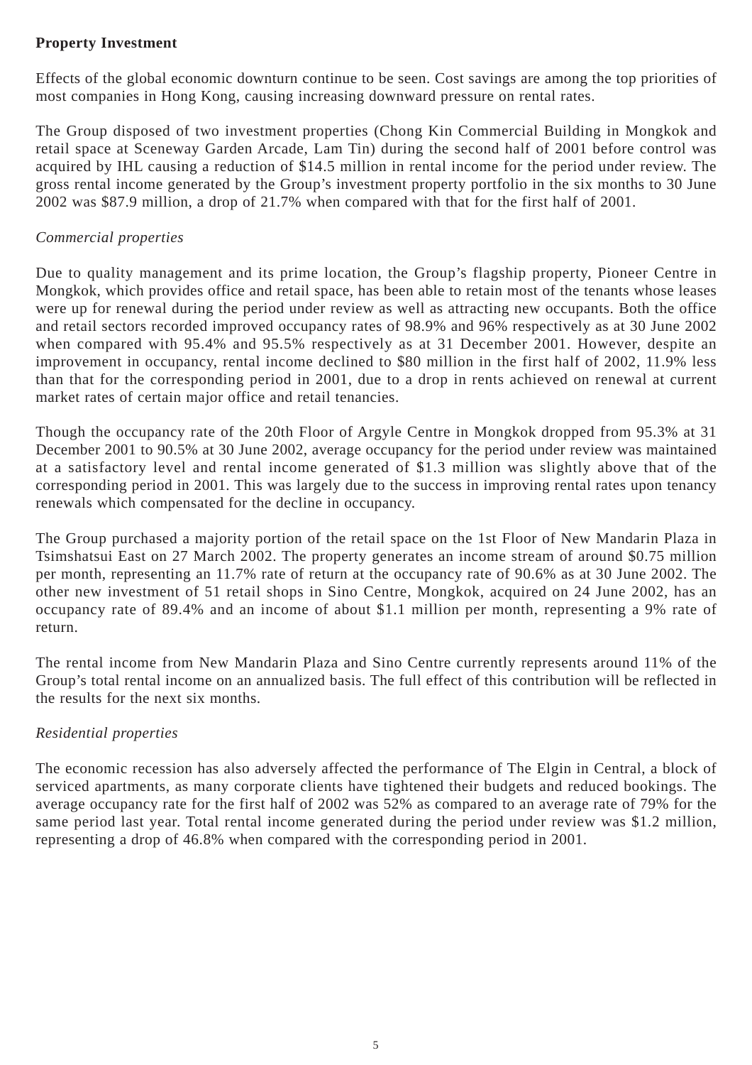**Property Investment**

Effects of the global economic downturn continue to be seen. Cost savings are among the top priorities of most companies in Hong Kong, causing increasing downward pressure on rental rates.

The Group disposed of two investment properties (Chong Kin Commercial Building in Mongkok and retail space at Sceneway Garden Arcade, Lam Tin) during the second half of 2001 before control was acquired by IHL causing a reduction of $14.5 million in rental income for the period under review. The gross rental income generated by the Group's investment property portfolio in the six months to 30 June 2002 was $87.9 million, a drop of 21.7% when compared with that for the first half of 2001.

*Commercial properties*

Due to quality management and its prime location, the Group's flagship property, Pioneer Centre in Mongkok, which provides office and retail space, has been able to retain most of the tenants whose leases were up for renewal during the period under review as well as attracting new occupants. Both the office and retail sectors recorded improved occupancy rates of 98.9% and 96% respectively as at 30 June 2002 when compared with 95.4% and 95.5% respectively as at 31 December 2001. However, despite an improvement in occupancy, rental income declined to $80 million in the first half of 2002, 11.9% less than that for the corresponding period in 2001, due to a drop in rents achieved on renewal at current market rates of certain major office and retail tenancies.

Though the occupancy rate of the 20th Floor of Argyle Centre in Mongkok dropped from 95.3% at 31 December 2001 to 90.5% at 30 June 2002, average occupancy for the period under review was maintained at a satisfactory level and rental income generated of $1.3 million was slightly above that of the corresponding period in 2001. This was largely due to the success in improving rental rates upon tenancy renewals which compensated for the decline in occupancy.

The Group purchased a majority portion of the retail space on the 1st Floor of New Mandarin Plaza in Tsimshatsui East on 27 March 2002. The property generates an income stream of around $0.75 million per month, representing an 11.7% rate of return at the occupancy rate of 90.6% as at 30 June 2002. The other new investment of 51 retail shops in Sino Centre, Mongkok, acquired on 24 June 2002, has an occupancy rate of 89.4% and an income of about $1.1 million per month, representing a 9% rate of return.

The rental income from New Mandarin Plaza and Sino Centre currently represents around 11% of the Group's total rental income on an annualized basis. The full effect of this contribution will be reflected in the results for the next six months.

*Residential properties*

The economic recession has also adversely affected the performance of The Elgin in Central, a block of serviced apartments, as many corporate clients have tightened their budgets and reduced bookings. The average occupancy rate for the first half of 2002 was 52% as compared to an average rate of 79% for the same period last year. Total rental income generated during the period under review was $1.2 million, representing a drop of 46.8% when compared with the corresponding period in 2001.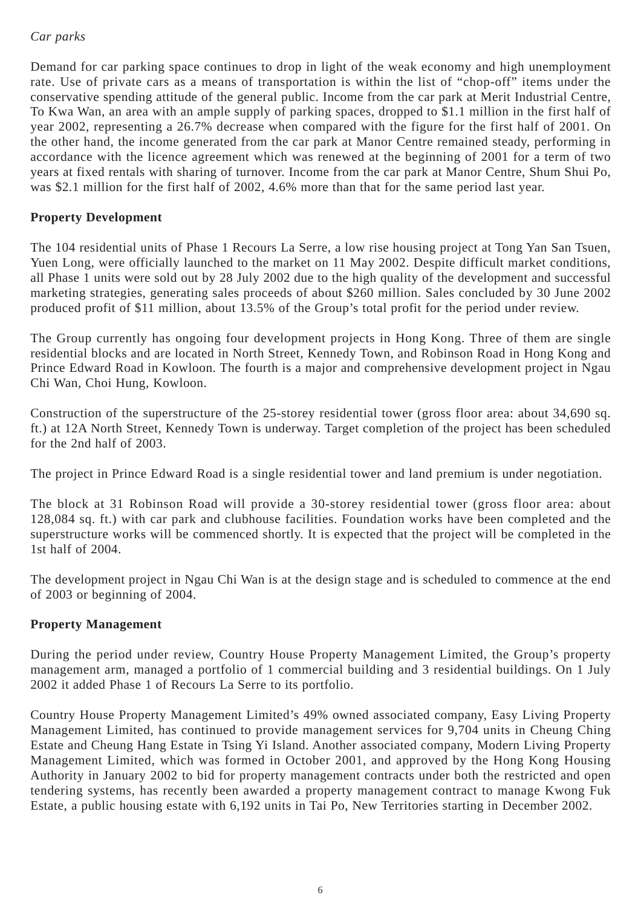*Car parks*

Demand for car parking space continues to drop in light of the weak economy and high unemployment rate. Use of private cars as a means of transportation is within the list of "chop-off" items under the conservative spending attitude of the general public. Income from the car park at Merit Industrial Centre, To Kwa Wan, an area with an ample supply of parking spaces, dropped to $1.1 million in the first half of year 2002, representing a 26.7% decrease when compared with the figure for the first half of 2001. On the other hand, the income generated from the car park at Manor Centre remained steady, performing in accordance with the licence agreement which was renewed at the beginning of 2001 for a term of two years at fixed rentals with sharing of turnover. Income from the car park at Manor Centre, Shum Shui Po, was $2.1 million for the first half of 2002, 4.6% more than that for the same period last year.

**Property Development**

The 104 residential units of Phase 1 Recours La Serre, a low rise housing project at Tong Yan San Tsuen, Yuen Long, were officially launched to the market on 11 May 2002. Despite difficult market conditions, all Phase 1 units were sold out by 28 July 2002 due to the high quality of the development and successful marketing strategies, generating sales proceeds of about $260 million. Sales concluded by 30 June 2002 produced profit of $11 million, about 13.5% of the Group's total profit for the period under review.

The Group currently has ongoing four development projects in Hong Kong. Three of them are single residential blocks and are located in North Street, Kennedy Town, and Robinson Road in Hong Kong and Prince Edward Road in Kowloon. The fourth is a major and comprehensive development project in Ngau Chi Wan, Choi Hung, Kowloon.

Construction of the superstructure of the 25-storey residential tower (gross floor area: about 34,690 sq. ft.) at 12A North Street, Kennedy Town is underway. Target completion of the project has been scheduled for the 2nd half of 2003.

The project in Prince Edward Road is a single residential tower and land premium is under negotiation.

The block at 31 Robinson Road will provide a 30-storey residential tower (gross floor area: about 128,084 sq. ft.) with car park and clubhouse facilities. Foundation works have been completed and the superstructure works will be commenced shortly. It is expected that the project will be completed in the 1st half of 2004.

The development project in Ngau Chi Wan is at the design stage and is scheduled to commence at the end of 2003 or beginning of 2004.

**Property Management**

During the period under review, Country House Property Management Limited, the Group's property management arm, managed a portfolio of 1 commercial building and 3 residential buildings. On 1 July 2002 it added Phase 1 of Recours La Serre to its portfolio.

Country House Property Management Limited's 49% owned associated company, Easy Living Property Management Limited, has continued to provide management services for 9,704 units in Cheung Ching Estate and Cheung Hang Estate in Tsing Yi Island. Another associated company, Modern Living Property Management Limited, which was formed in October 2001, and approved by the Hong Kong Housing Authority in January 2002 to bid for property management contracts under both the restricted and open tendering systems, has recently been awarded a property management contract to manage Kwong Fuk Estate, a public housing estate with 6,192 units in Tai Po, New Territories starting in December 2002.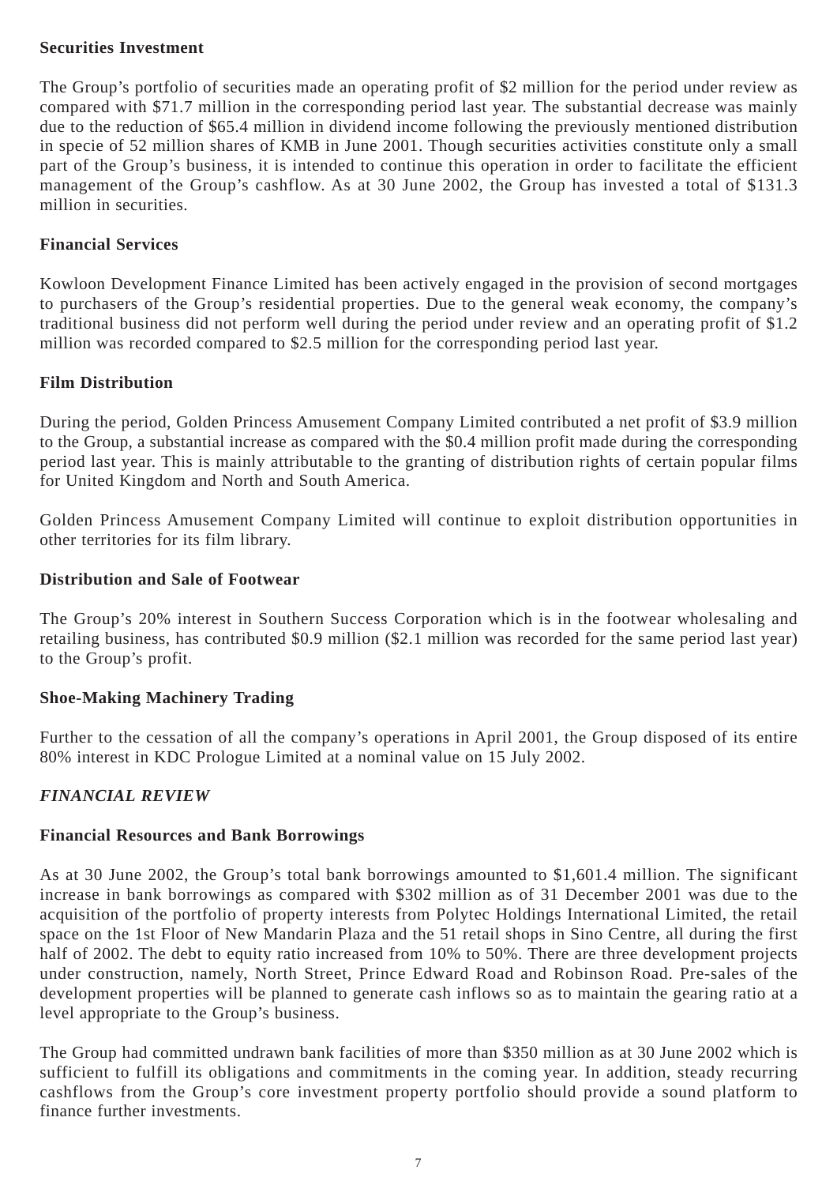**Securities Investment**

The Group's portfolio of securities made an operating profit of $2 million for the period under review as compared with $71.7 million in the corresponding period last year. The substantial decrease was mainly due to the reduction of $65.4 million in dividend income following the previously mentioned distribution in specie of 52 million shares of KMB in June 2001. Though securities activities constitute only a small part of the Group's business, it is intended to continue this operation in order to facilitate the efficient management of the Group's cashflow. As at 30 June 2002, the Group has invested a total of $131.3 million in securities.

**Financial Services**

Kowloon Development Finance Limited has been actively engaged in the provision of second mortgages to purchasers of the Group's residential properties. Due to the general weak economy, the company's traditional business did not perform well during the period under review and an operating profit of $1.2 million was recorded compared to $2.5 million for the corresponding period last year.

**Film Distribution**

During the period, Golden Princess Amusement Company Limited contributed a net profit of $3.9 million to the Group, a substantial increase as compared with the $0.4 million profit made during the corresponding period last year. This is mainly attributable to the granting of distribution rights of certain popular films for United Kingdom and North and South America.

Golden Princess Amusement Company Limited will continue to exploit distribution opportunities in other territories for its film library.

**Distribution and Sale of Footwear**

The Group's 20% interest in Southern Success Corporation which is in the footwear wholesaling and retailing business, has contributed $0.9 million ($2.1 million was recorded for the same period last year) to the Group's profit.

**Shoe-Making Machinery Trading**

Further to the cessation of all the company's operations in April 2001, the Group disposed of its entire 80% interest in KDC Prologue Limited at a nominal value on 15 July 2002.

***FINANCIAL REVIEW***

**Financial Resources and Bank Borrowings**

As at 30 June 2002, the Group's total bank borrowings amounted to $1,601.4 million. The significant increase in bank borrowings as compared with $302 million as of 31 December 2001 was due to the acquisition of the portfolio of property interests from Polytec Holdings International Limited, the retail space on the 1st Floor of New Mandarin Plaza and the 51 retail shops in Sino Centre, all during the first half of 2002. The debt to equity ratio increased from 10% to 50%. There are three development projects under construction, namely, North Street, Prince Edward Road and Robinson Road. Pre-sales of the development properties will be planned to generate cash inflows so as to maintain the gearing ratio at a level appropriate to the Group's business.

The Group had committed undrawn bank facilities of more than $350 million as at 30 June 2002 which is sufficient to fulfill its obligations and commitments in the coming year. In addition, steady recurring cashflows from the Group's core investment property portfolio should provide a sound platform to finance further investments.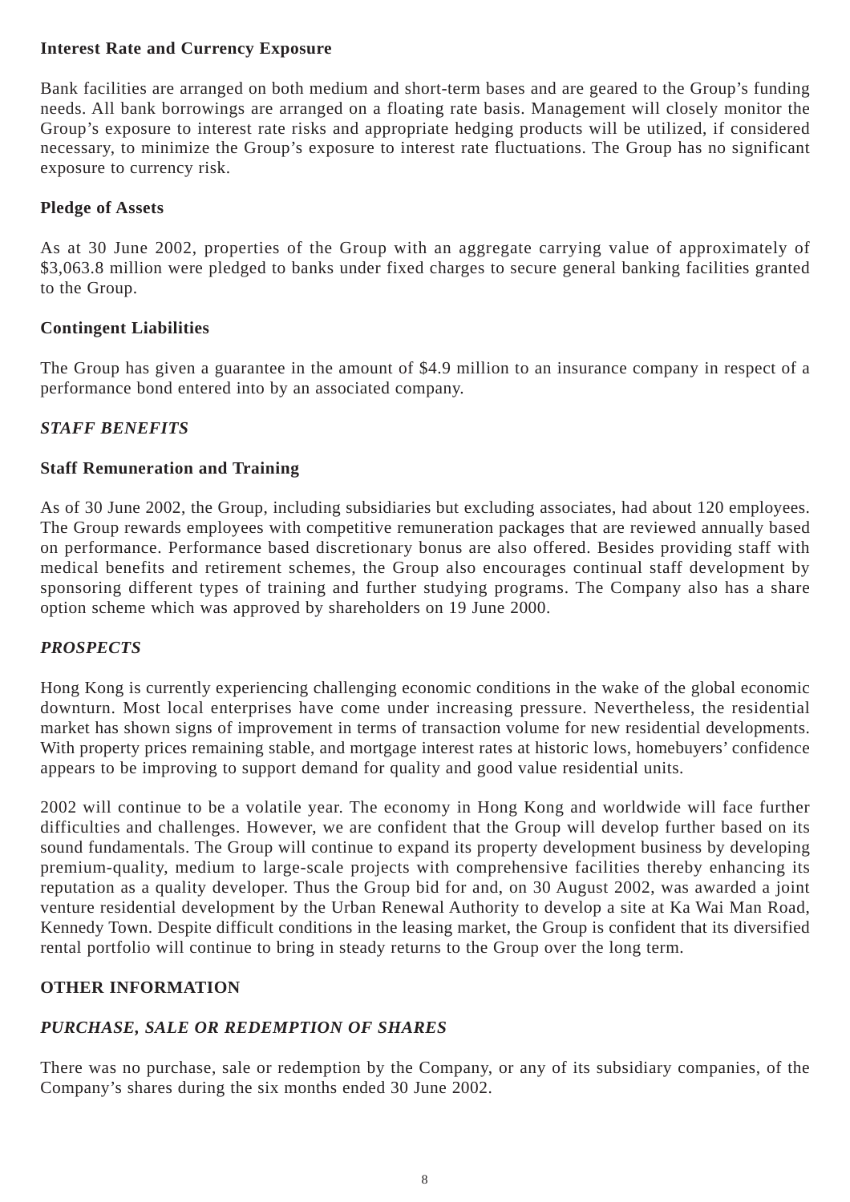**Interest Rate and Currency Exposure**

Bank facilities are arranged on both medium and short-term bases and are geared to the Group's funding needs. All bank borrowings are arranged on a floating rate basis. Management will closely monitor the Group's exposure to interest rate risks and appropriate hedging products will be utilized, if considered necessary, to minimize the Group's exposure to interest rate fluctuations. The Group has no significant exposure to currency risk.

**Pledge of Assets**

As at 30 June 2002, properties of the Group with an aggregate carrying value of approximately of $3,063.8 million were pledged to banks under fixed charges to secure general banking facilities granted to the Group.

**Contingent Liabilities**

The Group has given a guarantee in the amount of $4.9 million to an insurance company in respect of a performance bond entered into by an associated company.

***STAFF BENEFITS***

**Staff Remuneration and Training**

As of 30 June 2002, the Group, including subsidiaries but excluding associates, had about 120 employees. The Group rewards employees with competitive remuneration packages that are reviewed annually based on performance. Performance based discretionary bonus are also offered. Besides providing staff with medical benefits and retirement schemes, the Group also encourages continual staff development by sponsoring different types of training and further studying programs. The Company also has a share option scheme which was approved by shareholders on 19 June 2000.

***PROSPECTS***

Hong Kong is currently experiencing challenging economic conditions in the wake of the global economic downturn. Most local enterprises have come under increasing pressure. Nevertheless, the residential market has shown signs of improvement in terms of transaction volume for new residential developments. With property prices remaining stable, and mortgage interest rates at historic lows, homebuyers' confidence appears to be improving to support demand for quality and good value residential units.

2002 will continue to be a volatile year. The economy in Hong Kong and worldwide will face further difficulties and challenges. However, we are confident that the Group will develop further based on its sound fundamentals. The Group will continue to expand its property development business by developing premium-quality, medium to large-scale projects with comprehensive facilities thereby enhancing its reputation as a quality developer. Thus the Group bid for and, on 30 August 2002, was awarded a joint venture residential development by the Urban Renewal Authority to develop a site at Ka Wai Man Road, Kennedy Town. Despite difficult conditions in the leasing market, the Group is confident that its diversified rental portfolio will continue to bring in steady returns to the Group over the long term.

**OTHER INFORMATION**

***PURCHASE, SALE OR REDEMPTION OF SHARES***

There was no purchase, sale or redemption by the Company, or any of its subsidiary companies, of the Company's shares during the six months ended 30 June 2002.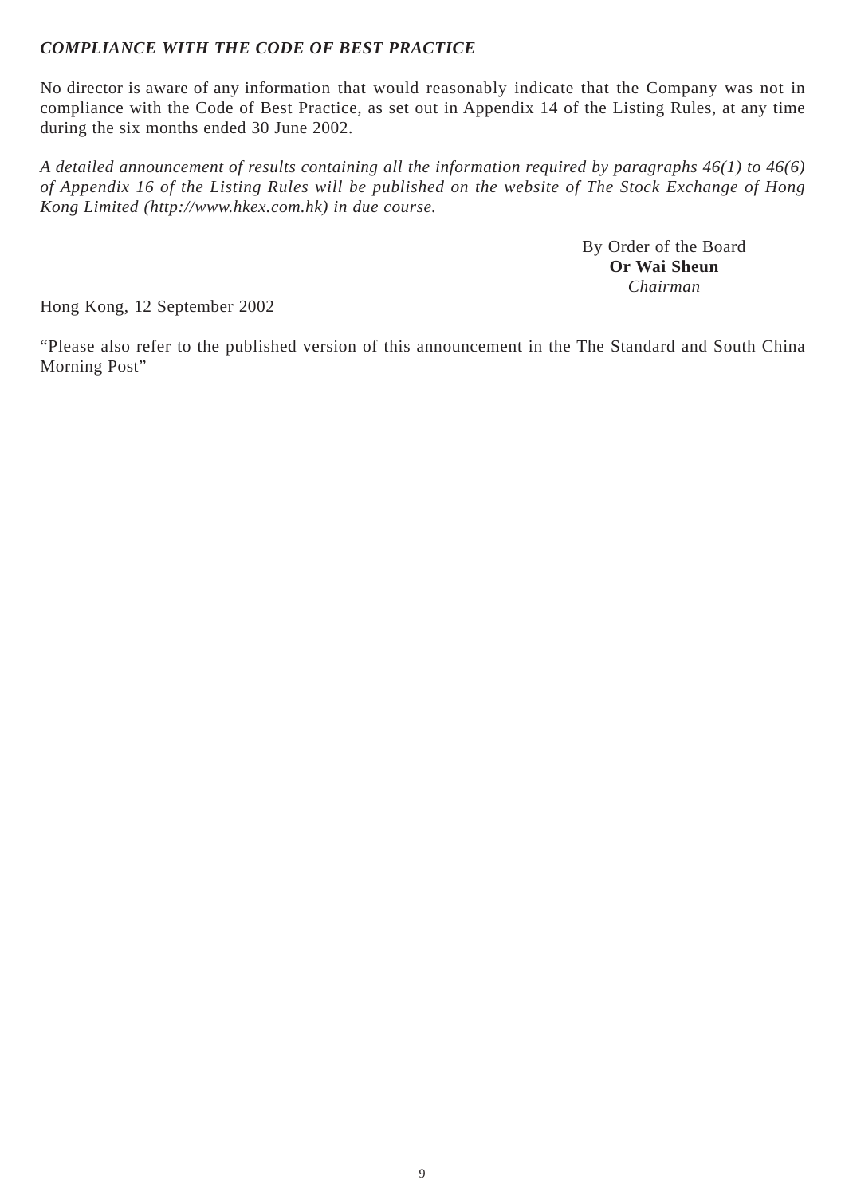### *COMPLIANCE WITH THE CODE OF BEST PRACTICE*

No director is aware of any information that would reasonably indicate that the Company was not in compliance with the Code of Best Practice, as set out in Appendix 14 of the Listing Rules, at any time during the six months ended 30 June 2002.

*A detailed announcement of results containing all the information required by paragraphs 46(1) to 46(6) of Appendix 16 of the Listing Rules will be published on the website of The Stock Exchange of Hong Kong Limited (http://www.hkex.com.hk) in due course.*

By Order of the Board
**Or Wai Sheun**
*Chairman*

Hong Kong, 12 September 2002

"Please also refer to the published version of this announcement in the The Standard and South China Morning Post"